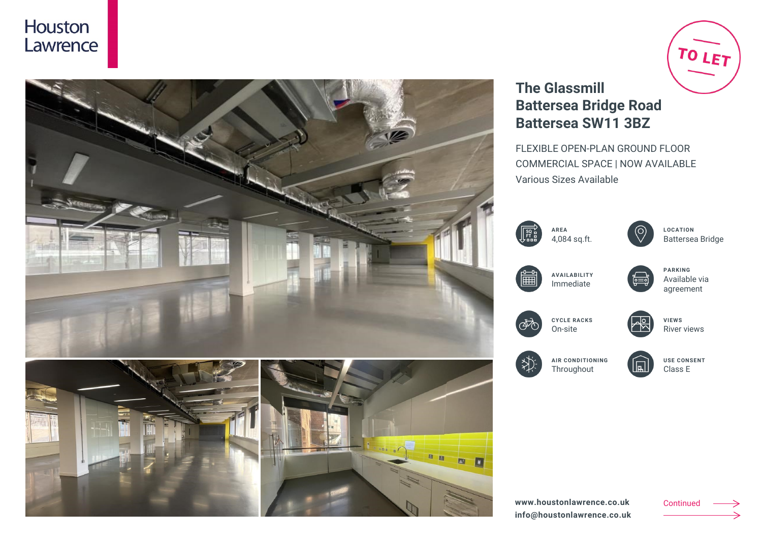Houston Lawrence

TO LET

# The Glassmill
# Battersea Bridge Road
# Battersea SW11 3BZ

FLEXIBLE OPEN-PLAN GROUND FLOOR COMMERCIAL SPACE | NOW AVAILABLE

Various Sizes Available

**AREA**
4,084 sq.ft.

**LOCATION**
Battersea Bridge

**AVAILABILITY**
Immediate

**PARKING**
Available via agreement

**CYCLE RACKS**
On-site

**VIEWS**
River views

**AIR CONDITIONING**
Throughout

**USE CONSENT**
Class E

**www.houstonlawrence.co.uk**
**info@houstonlawrence.co.uk**

Continued →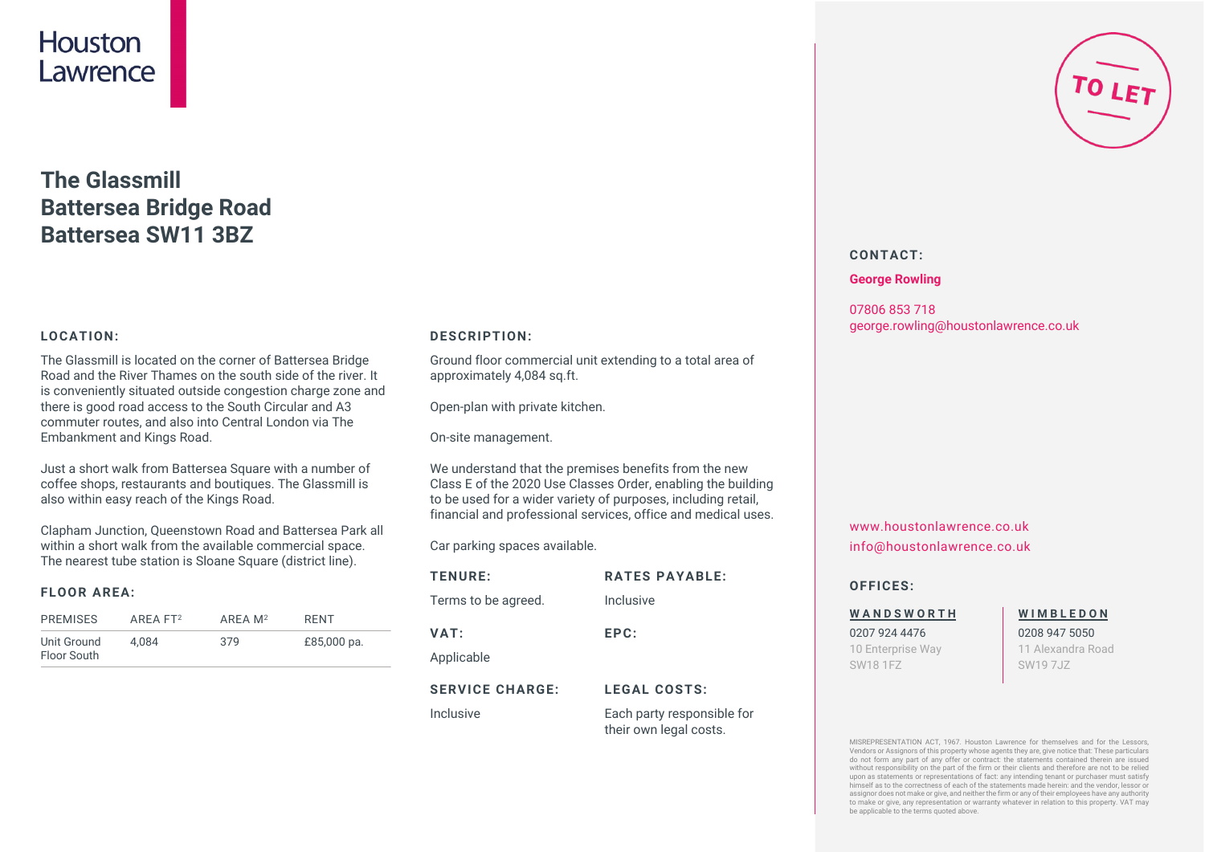Houston Lawrence

TO LET

# The Glassmill
# Battersea Bridge Road
# Battersea SW11 3BZ

## LOCATION:

The Glassmill is located on the corner of Battersea Bridge Road and the River Thames on the south side of the river. It is conveniently situated outside congestion charge zone and there is good road access to the South Circular and A3 commuter routes, and also into Central London via The Embankment and Kings Road.

Just a short walk from Battersea Square with a number of coffee shops, restaurants and boutiques. The Glassmill is also within easy reach of the Kings Road.

Clapham Junction, Queenstown Road and Battersea Park all within a short walk from the available commercial space. The nearest tube station is Sloane Square (district line).

## FLOOR AREA:

| PREMISES | AREA FT$^2$ | AREA M$^2$ | RENT |
|---|---|---|---|
| Unit Ground Floor South | 4,084 | 379 | £85,000 pa. |

## DESCRIPTION:

Ground floor commercial unit extending to a total area of approximately 4,084 sq.ft.

Open-plan with private kitchen.

On-site management.

We understand that the premises benefits from the new Class E of the 2020 Use Classes Order, enabling the building to be used for a wider variety of purposes, including retail, financial and professional services, office and medical uses.

Car parking spaces available.

## TENURE:

Terms to be agreed.

## RATES PAYABLE:

Inclusive

## VAT:

Applicable

## EPC:

## SERVICE CHARGE:

Inclusive

## LEGAL COSTS:

Each party responsible for their own legal costs.

## CONTACT:

**George Rowling**

07806 853 718
george.rowling@houstonlawrence.co.uk

www.houstonlawrence.co.uk
info@houstonlawrence.co.uk

## OFFICES:

**WANDSWORTH**
0207 924 4476
10 Enterprise Way
SW18 1FZ

**WIMBLEDON**
0208 947 5050
11 Alexandra Road
SW19 7JZ

MISREPRESENTATION ACT, 1967. Houston Lawrence for themselves and for the Lessors, Vendors or Assignors of this property whose agents they are, give notice that: These particulars do not form any part of any offer or contract: the statements contained therein are issued without responsibility on the part of the firm or their clients and therefore are not to be relied upon as statements or representations of fact: any intending tenant or purchaser must satisfy himself as to the correctness of each of the statements made herein: and the vendor, lessor or assignor does not make or give, and neither the firm or any of their employees have any authority to make or give, any representation or warranty whatever in relation to this property. VAT may be applicable to the terms quoted above.